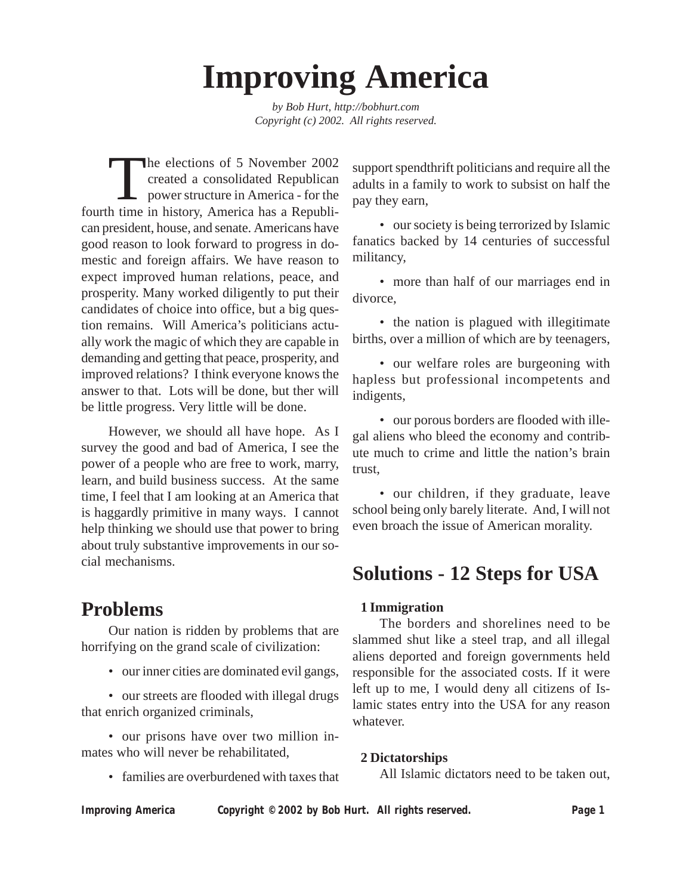# Improving America

*by Bob Hurt, http://bobhurt.com*
*Copyright (c) 2002. All rights reserved.*

The elections of 5 November 2002 created a consolidated Republican power structure in America - for the fourth time in history, America has a Republican president, house, and senate. Americans have good reason to look forward to progress in domestic and foreign affairs. We have reason to expect improved human relations, peace, and prosperity. Many worked diligently to put their candidates of choice into office, but a big question remains. Will America's politicians actually work the magic of which they are capable in demanding and getting that peace, prosperity, and improved relations? I think everyone knows the answer to that. Lots will be done, but ther will be little progress. Very little will be done.

However, we should all have hope. As I survey the good and bad of America, I see the power of a people who are free to work, marry, learn, and build business success. At the same time, I feel that I am looking at an America that is haggardly primitive in many ways. I cannot help thinking we should use that power to bring about truly substantive improvements in our social mechanisms.

## Problems

Our nation is ridden by problems that are horrifying on the grand scale of civilization:

- our inner cities are dominated evil gangs,
- our streets are flooded with illegal drugs that enrich organized criminals,
- our prisons have over two million inmates who will never be rehabilitated,
- families are overburdened with taxes that support spendthrift politicians and require all the adults in a family to work to subsist on half the pay they earn,
- our society is being terrorized by Islamic fanatics backed by 14 centuries of successful militancy,
- more than half of our marriages end in divorce,
- the nation is plagued with illegitimate births, over a million of which are by teenagers,
- our welfare roles are burgeoning with hapless but professional incompetents and indigents,
- our porous borders are flooded with illegal aliens who bleed the economy and contribute much to crime and little the nation's brain trust,
- our children, if they graduate, leave school being only barely literate. And, I will not even broach the issue of American morality.

## Solutions - 12 Steps for USA

### 1 Immigration

The borders and shorelines need to be slammed shut like a steel trap, and all illegal aliens deported and foreign governments held responsible for the associated costs. If it were left up to me, I would deny all citizens of Islamic states entry into the USA for any reason whatever.

### 2 Dictatorships

All Islamic dictators need to be taken out,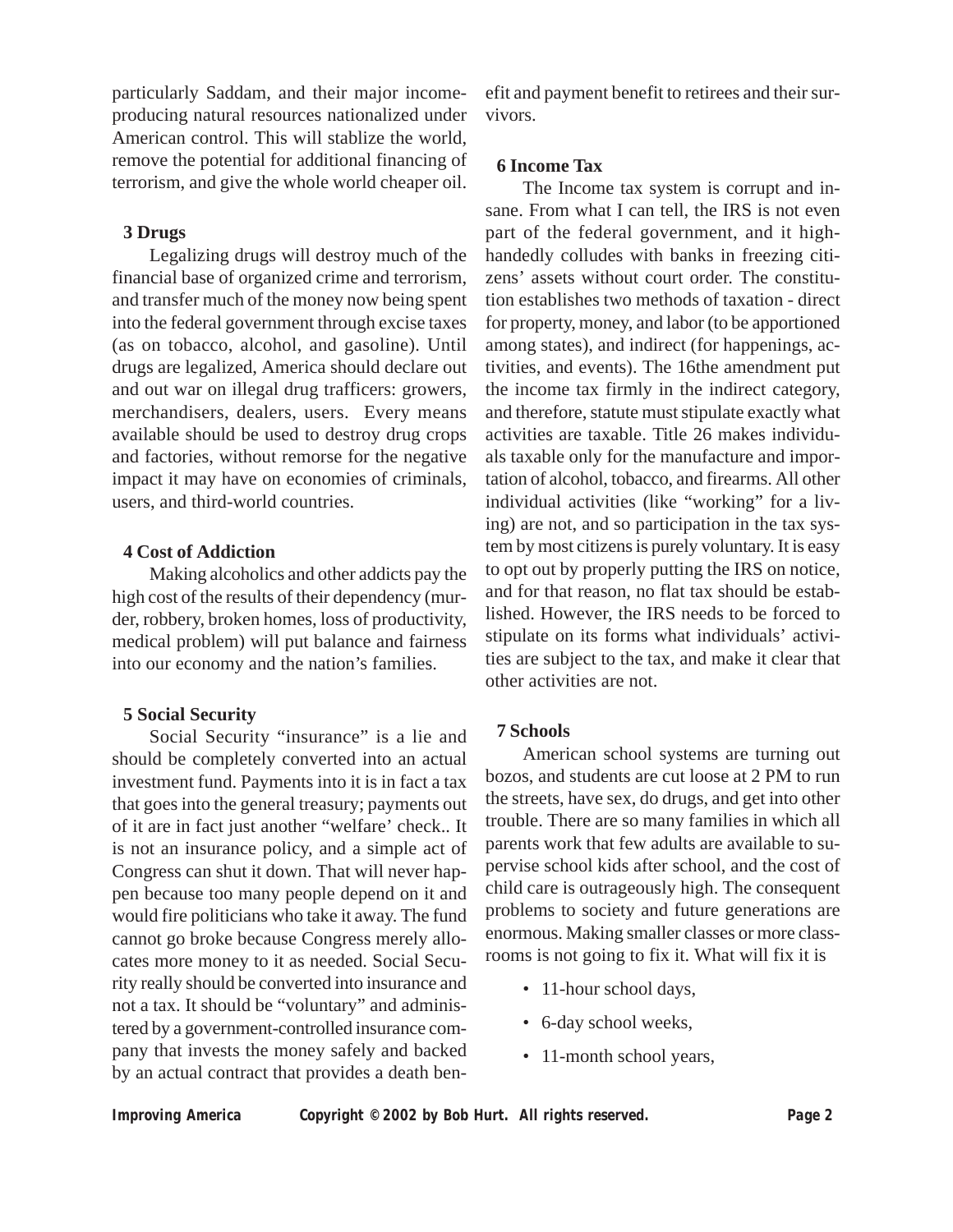particularly Saddam, and their major income-producing natural resources nationalized under American control. This will stablize the world, remove the potential for additional financing of terrorism, and give the whole world cheaper oil.

**3 Drugs**

Legalizing drugs will destroy much of the financial base of organized crime and terrorism, and transfer much of the money now being spent into the federal government through excise taxes (as on tobacco, alcohol, and gasoline). Until drugs are legalized, America should declare out and out war on illegal drug trafficers: growers, merchandisers, dealers, users. Every means available should be used to destroy drug crops and factories, without remorse for the negative impact it may have on economies of criminals, users, and third-world countries.

**4 Cost of Addiction**

Making alcoholics and other addicts pay the high cost of the results of their dependency (murder, robbery, broken homes, loss of productivity, medical problem) will put balance and fairness into our economy and the nation's families.

**5 Social Security**

Social Security "insurance" is a lie and should be completely converted into an actual investment fund. Payments into it is in fact a tax that goes into the general treasury; payments out of it are in fact just another "welfare' check.. It is not an insurance policy, and a simple act of Congress can shut it down. That will never happen because too many people depend on it and would fire politicians who take it away. The fund cannot go broke because Congress merely allocates more money to it as needed. Social Security really should be converted into insurance and not a tax. It should be "voluntary" and administered by a government-controlled insurance company that invests the money safely and backed by an actual contract that provides a death benefit and payment benefit to retirees and their survivors.

**6 Income Tax**

The Income tax system is corrupt and insane. From what I can tell, the IRS is not even part of the federal government, and it high-handedly colludes with banks in freezing citizens' assets without court order. The constitution establishes two methods of taxation - direct for property, money, and labor (to be apportioned among states), and indirect (for happenings, activities, and events). The 16the amendment put the income tax firmly in the indirect category, and therefore, statute must stipulate exactly what activities are taxable. Title 26 makes individuals taxable only for the manufacture and importation of alcohol, tobacco, and firearms. All other individual activities (like "working" for a living) are not, and so participation in the tax system by most citizens is purely voluntary. It is easy to opt out by properly putting the IRS on notice, and for that reason, no flat tax should be established. However, the IRS needs to be forced to stipulate on its forms what individuals' activities are subject to the tax, and make it clear that other activities are not.

**7 Schools**

American school systems are turning out bozos, and students are cut loose at 2 PM to run the streets, have sex, do drugs, and get into other trouble. There are so many families in which all parents work that few adults are available to supervise school kids after school, and the cost of child care is outrageously high. The consequent problems to society and future generations are enormous. Making smaller classes or more classrooms is not going to fix it. What will fix it is

- 11-hour school days,
- 6-day school weeks,
- 11-month school years,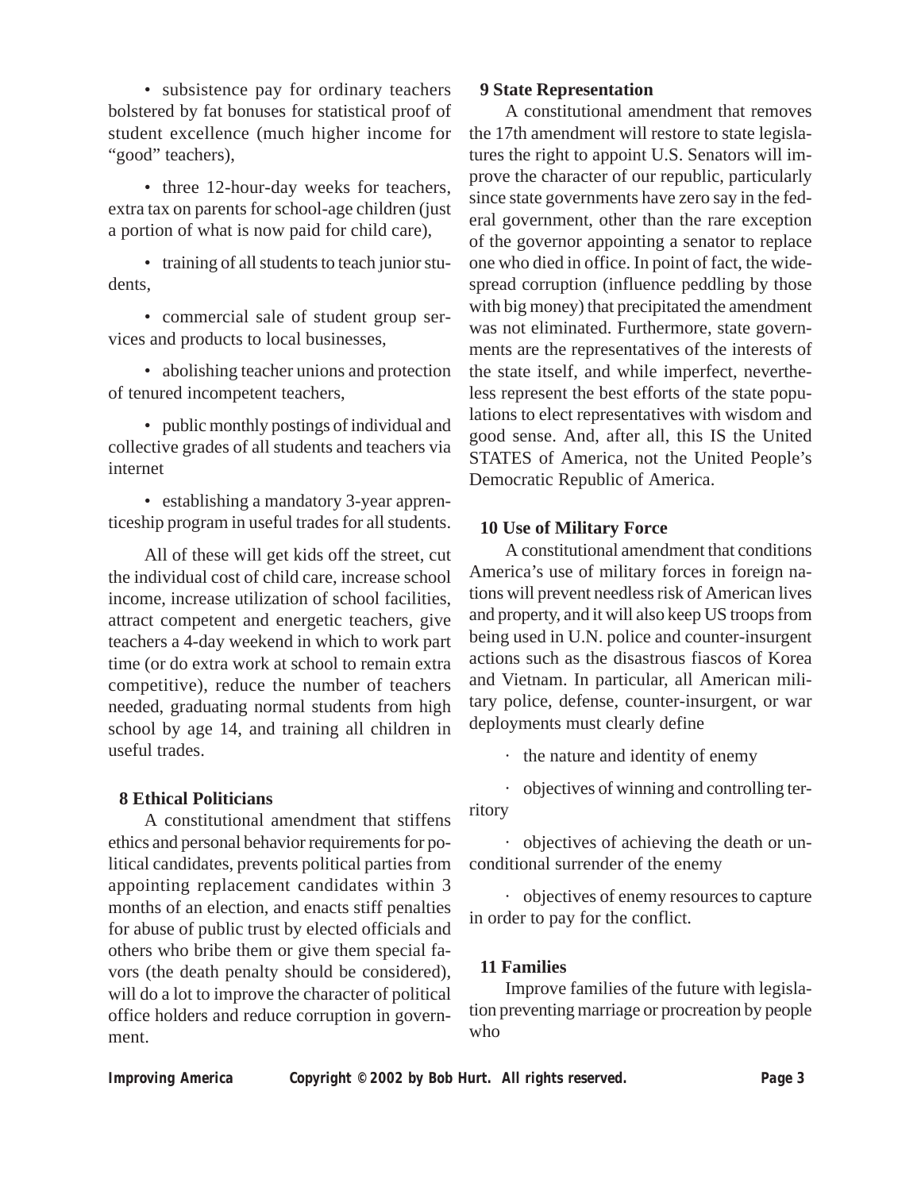- subsistence pay for ordinary teachers bolstered by fat bonuses for statistical proof of student excellence (much higher income for "good" teachers),

- three 12-hour-day weeks for teachers, extra tax on parents for school-age children (just a portion of what is now paid for child care),

- training of all students to teach junior students,

- commercial sale of student group services and products to local businesses,

- abolishing teacher unions and protection of tenured incompetent teachers,

- public monthly postings of individual and collective grades of all students and teachers via internet

- establishing a mandatory 3-year apprenticeship program in useful trades for all students.

All of these will get kids off the street, cut the individual cost of child care, increase school income, increase utilization of school facilities, attract competent and energetic teachers, give teachers a 4-day weekend in which to work part time (or do extra work at school to remain extra competitive), reduce the number of teachers needed, graduating normal students from high school by age 14, and training all children in useful trades.

### 8 Ethical Politicians

A constitutional amendment that stiffens ethics and personal behavior requirements for political candidates, prevents political parties from appointing replacement candidates within 3 months of an election, and enacts stiff penalties for abuse of public trust by elected officials and others who bribe them or give them special favors (the death penalty should be considered), will do a lot to improve the character of political office holders and reduce corruption in government.

### 9 State Representation

A constitutional amendment that removes the 17th amendment will restore to state legislatures the right to appoint U.S. Senators will improve the character of our republic, particularly since state governments have zero say in the federal government, other than the rare exception of the governor appointing a senator to replace one who died in office. In point of fact, the widespread corruption (influence peddling by those with big money) that precipitated the amendment was not eliminated. Furthermore, state governments are the representatives of the interests of the state itself, and while imperfect, nevertheless represent the best efforts of the state populations to elect representatives with wisdom and good sense. And, after all, this IS the United STATES of America, not the United People's Democratic Republic of America.

### 10 Use of Military Force

A constitutional amendment that conditions America's use of military forces in foreign nations will prevent needless risk of American lives and property, and it will also keep US troops from being used in U.N. police and counter-insurgent actions such as the disastrous fiascos of Korea and Vietnam. In particular, all American military police, defense, counter-insurgent, or war deployments must clearly define

- the nature and identity of enemy

- objectives of winning and controlling territory

- objectives of achieving the death or unconditional surrender of the enemy

- objectives of enemy resources to capture in order to pay for the conflict.

### 11 Families

Improve families of the future with legislation preventing marriage or procreation by people who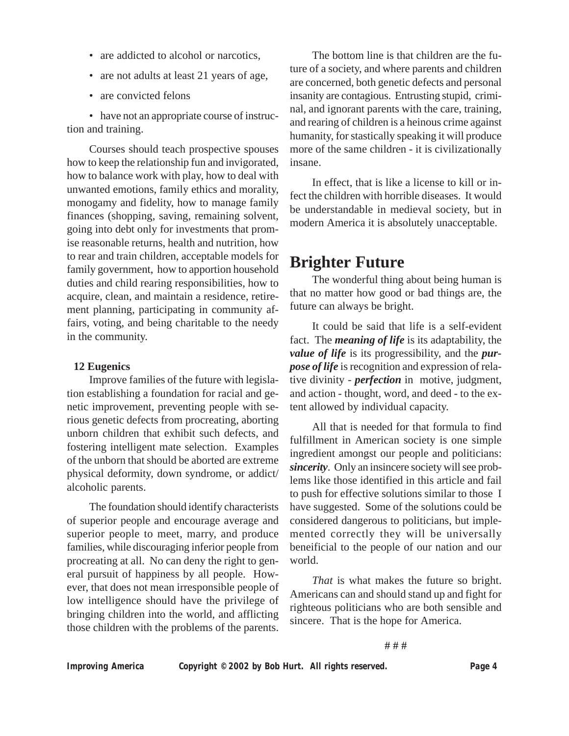- are addicted to alcohol or narcotics,
- are not adults at least 21 years of age,
- are convicted felons
- have not an appropriate course of instruction and training.

Courses should teach prospective spouses how to keep the relationship fun and invigorated, how to balance work with play, how to deal with unwanted emotions, family ethics and morality, monogamy and fidelity, how to manage family finances (shopping, saving, remaining solvent, going into debt only for investments that promise reasonable returns, health and nutrition, how to rear and train children, acceptable models for family government, how to apportion household duties and child rearing responsibilities, how to acquire, clean, and maintain a residence, retirement planning, participating in community affairs, voting, and being charitable to the needy in the community.

**12 Eugenics**

Improve families of the future with legislation establishing a foundation for racial and genetic improvement, preventing people with serious genetic defects from procreating, aborting unborn children that exhibit such defects, and fostering intelligent mate selection. Examples of the unborn that should be aborted are extreme physical deformity, down syndrome, or addict/alcoholic parents.

The foundation should identify characterists of superior people and encourage average and superior people to meet, marry, and produce families, while discouraging inferior people from procreating at all. No can deny the right to general pursuit of happiness by all people. However, that does not mean irresponsible people of low intelligence should have the privilege of bringing children into the world, and afflicting those children with the problems of the parents.

The bottom line is that children are the future of a society, and where parents and children are concerned, both genetic defects and personal insanity are contagious. Entrusting stupid, criminal, and ignorant parents with the care, training, and rearing of children is a heinous crime against humanity, for stastically speaking it will produce more of the same children - it is civilizationally insane.

In effect, that is like a license to kill or infect the children with horrible diseases. It would be understandable in medieval society, but in modern America it is absolutely unacceptable.

## Brighter Future

The wonderful thing about being human is that no matter how good or bad things are, the future can always be bright.

It could be said that life is a self-evident fact. The ***meaning of life*** is its adaptability, the ***value of life*** is its progressibility, and the ***purpose of life*** is recognition and expression of relative divinity - ***perfection*** in motive, judgment, and action - thought, word, and deed - to the extent allowed by individual capacity.

All that is needed for that formula to find fulfillment in American society is one simple ingredient amongst our people and politicians: ***sincerity***. Only an insincere society will see problems like those identified in this article and fail to push for effective solutions similar to those I have suggested. Some of the solutions could be considered dangerous to politicians, but implemented correctly they will be universally beneificial to the people of our nation and our world.

*That* is what makes the future so bright. Americans can and should stand up and fight for righteous politicians who are both sensible and sincere. That is the hope for America.

# # #